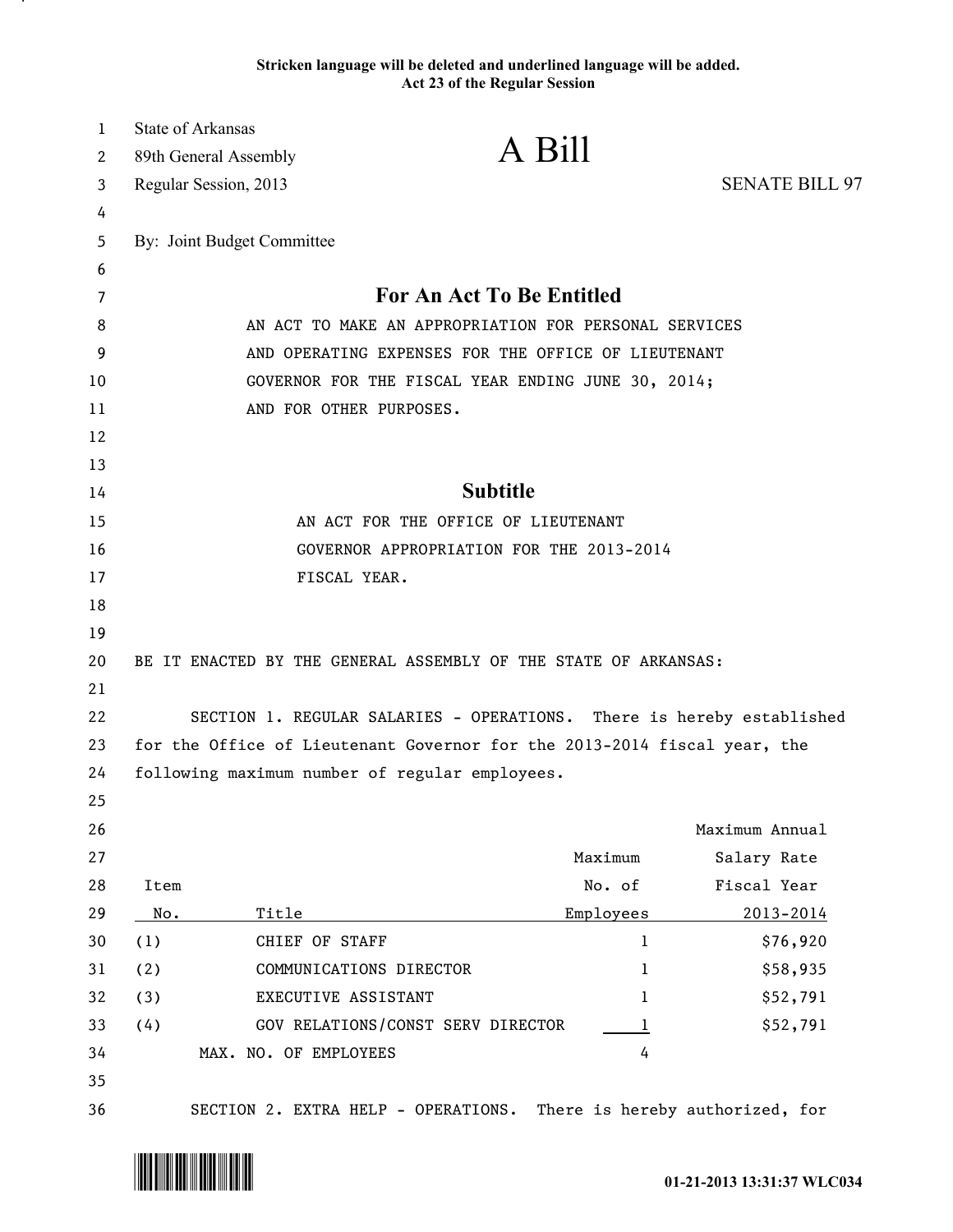**Stricken language will be deleted and underlined language will be added.**
**Act 23 of the Regular Session**

State of Arkansas
89th General Assembly
Regular Session, 2013

# A Bill

SENATE BILL 97

By: Joint Budget Committee

## For An Act To Be Entitled

AN ACT TO MAKE AN APPROPRIATION FOR PERSONAL SERVICES AND OPERATING EXPENSES FOR THE OFFICE OF LIEUTENANT GOVERNOR FOR THE FISCAL YEAR ENDING JUNE 30, 2014; AND FOR OTHER PURPOSES.

## Subtitle

AN ACT FOR THE OFFICE OF LIEUTENANT GOVERNOR APPROPRIATION FOR THE 2013-2014 FISCAL YEAR.

BE IT ENACTED BY THE GENERAL ASSEMBLY OF THE STATE OF ARKANSAS:

SECTION 1. REGULAR SALARIES - OPERATIONS. There is hereby established for the Office of Lieutenant Governor for the 2013-2014 fiscal year, the following maximum number of regular employees.

| Item No. | Title | Maximum No. of Employees | Maximum Annual Salary Rate Fiscal Year 2013-2014 |
|---|---|---|---|
| (1) | CHIEF OF STAFF | 1 | $76,920 |
| (2) | COMMUNICATIONS DIRECTOR | 1 | $58,935 |
| (3) | EXECUTIVE ASSISTANT | 1 | $52,791 |
| (4) | GOV RELATIONS/CONST SERV DIRECTOR | 1 | $52,791 |
| | MAX. NO. OF EMPLOYEES | 4 | |

SECTION 2. EXTRA HELP - OPERATIONS. There is hereby authorized, for

01-21-2013 13:31:37 WLC034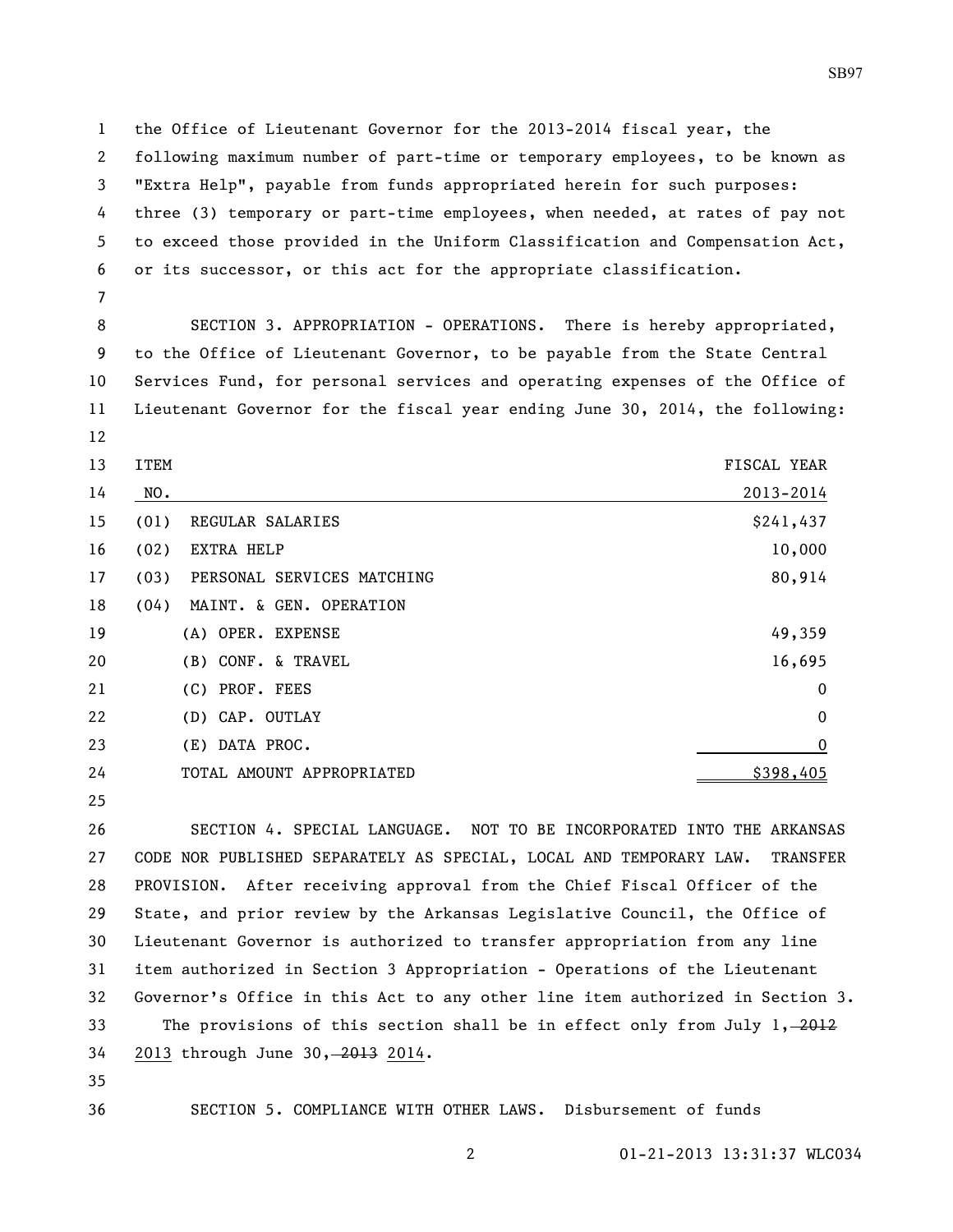the Office of Lieutenant Governor for the 2013-2014 fiscal year, the following maximum number of part-time or temporary employees, to be known as "Extra Help", payable from funds appropriated herein for such purposes: three (3) temporary or part-time employees, when needed, at rates of pay not to exceed those provided in the Uniform Classification and Compensation Act, or its successor, or this act for the appropriate classification.

SECTION 3. APPROPRIATION - OPERATIONS. There is hereby appropriated, to the Office of Lieutenant Governor, to be payable from the State Central Services Fund, for personal services and operating expenses of the Office of Lieutenant Governor for the fiscal year ending June 30, 2014, the following:

| ITEM NO. | | FISCAL YEAR 2013-2014 |
|---|---|---|
| (01) | REGULAR SALARIES | $241,437 |
| (02) | EXTRA HELP | 10,000 |
| (03) | PERSONAL SERVICES MATCHING | 80,914 |
| (04) | MAINT. & GEN. OPERATION | |
| | (A) OPER. EXPENSE | 49,359 |
| | (B) CONF. & TRAVEL | 16,695 |
| | (C) PROF. FEES | 0 |
| | (D) CAP. OUTLAY | 0 |
| | (E) DATA PROC. | 0 |
| | TOTAL AMOUNT APPROPRIATED | $398,405 |

SECTION 4. SPECIAL LANGUAGE. NOT TO BE INCORPORATED INTO THE ARKANSAS CODE NOR PUBLISHED SEPARATELY AS SPECIAL, LOCAL AND TEMPORARY LAW. TRANSFER PROVISION. After receiving approval from the Chief Fiscal Officer of the State, and prior review by the Arkansas Legislative Council, the Office of Lieutenant Governor is authorized to transfer appropriation from any line item authorized in Section 3 Appropriation - Operations of the Lieutenant Governor's Office in this Act to any other line item authorized in Section 3. The provisions of this section shall be in effect only from July 1, ~~2012~~ 2013 through June 30, ~~2013~~ 2014.

SECTION 5. COMPLIANCE WITH OTHER LAWS. Disbursement of funds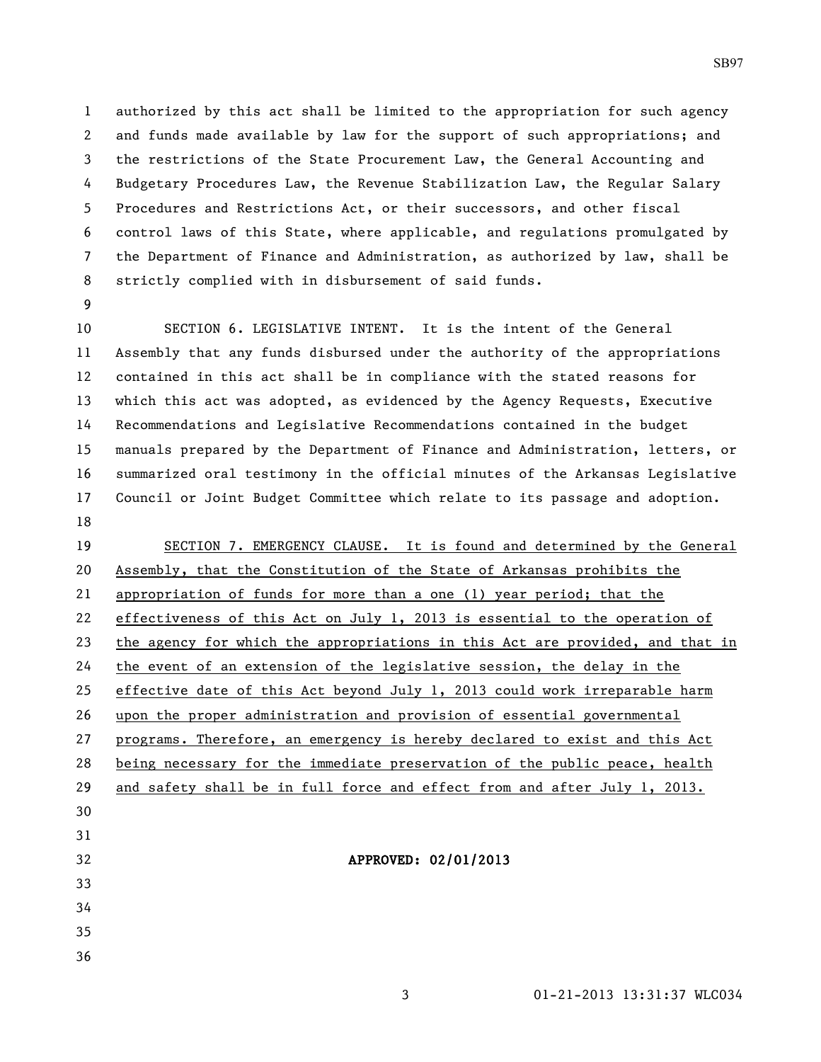authorized by this act shall be limited to the appropriation for such agency and funds made available by law for the support of such appropriations; and the restrictions of the State Procurement Law, the General Accounting and Budgetary Procedures Law, the Revenue Stabilization Law, the Regular Salary Procedures and Restrictions Act, or their successors, and other fiscal control laws of this State, where applicable, and regulations promulgated by the Department of Finance and Administration, as authorized by law, shall be strictly complied with in disbursement of said funds.

SECTION 6. LEGISLATIVE INTENT. It is the intent of the General Assembly that any funds disbursed under the authority of the appropriations contained in this act shall be in compliance with the stated reasons for which this act was adopted, as evidenced by the Agency Requests, Executive Recommendations and Legislative Recommendations contained in the budget manuals prepared by the Department of Finance and Administration, letters, or summarized oral testimony in the official minutes of the Arkansas Legislative Council or Joint Budget Committee which relate to its passage and adoption.

SECTION 7. EMERGENCY CLAUSE. It is found and determined by the General Assembly, that the Constitution of the State of Arkansas prohibits the appropriation of funds for more than a one (1) year period; that the effectiveness of this Act on July 1, 2013 is essential to the operation of the agency for which the appropriations in this Act are provided, and that in the event of an extension of the legislative session, the delay in the effective date of this Act beyond July 1, 2013 could work irreparable harm upon the proper administration and provision of essential governmental programs. Therefore, an emergency is hereby declared to exist and this Act being necessary for the immediate preservation of the public peace, health and safety shall be in full force and effect from and after July 1, 2013.

**APPROVED: 02/01/2013**